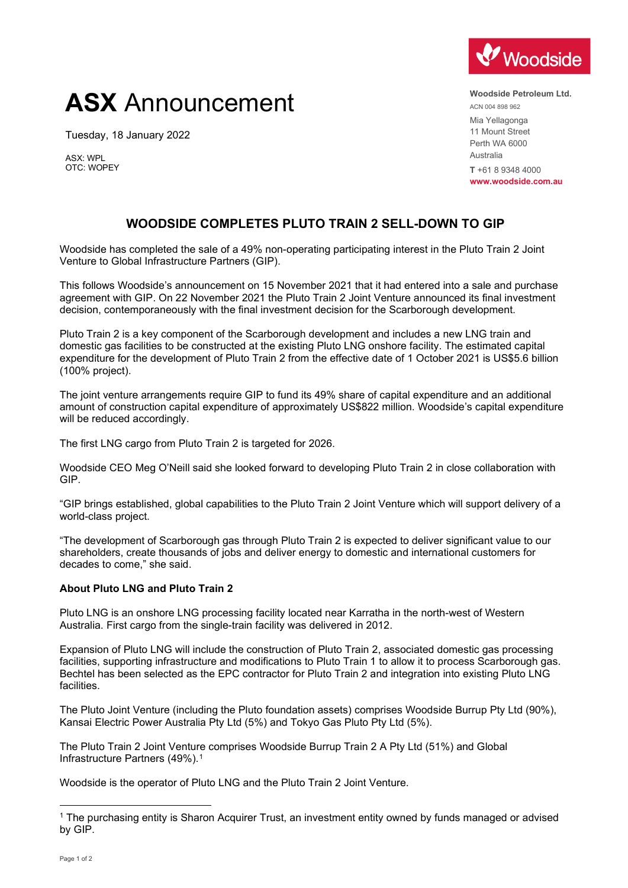# **ASX** Announcement

Tuesday, 18 January 2022

ASX: WPL
OTC: WOPEY

**Woodside Petroleum Ltd.**
ACN 004 898 962
Mia Yellagonga
11 Mount Street
Perth WA 6000
Australia
**T** +61 8 9348 4000
**www.woodside.com.au**

## WOODSIDE COMPLETES PLUTO TRAIN 2 SELL-DOWN TO GIP

Woodside has completed the sale of a 49% non-operating participating interest in the Pluto Train 2 Joint Venture to Global Infrastructure Partners (GIP).

This follows Woodside's announcement on 15 November 2021 that it had entered into a sale and purchase agreement with GIP. On 22 November 2021 the Pluto Train 2 Joint Venture announced its final investment decision, contemporaneously with the final investment decision for the Scarborough development.

Pluto Train 2 is a key component of the Scarborough development and includes a new LNG train and domestic gas facilities to be constructed at the existing Pluto LNG onshore facility. The estimated capital expenditure for the development of Pluto Train 2 from the effective date of 1 October 2021 is US$5.6 billion (100% project).

The joint venture arrangements require GIP to fund its 49% share of capital expenditure and an additional amount of construction capital expenditure of approximately US$822 million. Woodside's capital expenditure will be reduced accordingly.

The first LNG cargo from Pluto Train 2 is targeted for 2026.

Woodside CEO Meg O'Neill said she looked forward to developing Pluto Train 2 in close collaboration with GIP.

"GIP brings established, global capabilities to the Pluto Train 2 Joint Venture which will support delivery of a world-class project.

"The development of Scarborough gas through Pluto Train 2 is expected to deliver significant value to our shareholders, create thousands of jobs and deliver energy to domestic and international customers for decades to come," she said.

### About Pluto LNG and Pluto Train 2

Pluto LNG is an onshore LNG processing facility located near Karratha in the north-west of Western Australia. First cargo from the single-train facility was delivered in 2012.

Expansion of Pluto LNG will include the construction of Pluto Train 2, associated domestic gas processing facilities, supporting infrastructure and modifications to Pluto Train 1 to allow it to process Scarborough gas. Bechtel has been selected as the EPC contractor for Pluto Train 2 and integration into existing Pluto LNG facilities.

The Pluto Joint Venture (including the Pluto foundation assets) comprises Woodside Burrup Pty Ltd (90%), Kansai Electric Power Australia Pty Ltd (5%) and Tokyo Gas Pluto Pty Ltd (5%).

The Pluto Train 2 Joint Venture comprises Woodside Burrup Train 2 A Pty Ltd (51%) and Global Infrastructure Partners (49%).[1]

Woodside is the operator of Pluto LNG and the Pluto Train 2 Joint Venture.

[1] The purchasing entity is Sharon Acquirer Trust, an investment entity owned by funds managed or advised by GIP.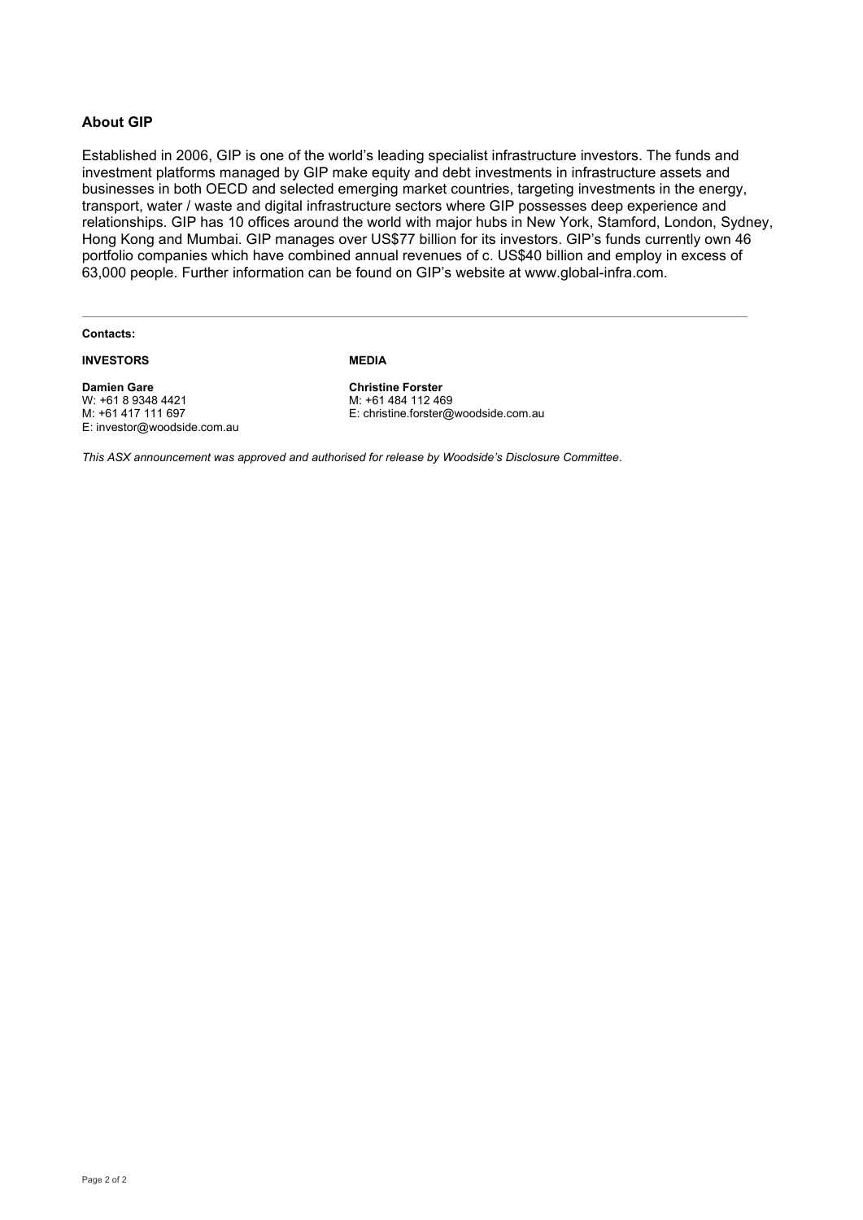## About GIP

Established in 2006, GIP is one of the world's leading specialist infrastructure investors. The funds and investment platforms managed by GIP make equity and debt investments in infrastructure assets and businesses in both OECD and selected emerging market countries, targeting investments in the energy, transport, water / waste and digital infrastructure sectors where GIP possesses deep experience and relationships. GIP has 10 offices around the world with major hubs in New York, Stamford, London, Sydney, Hong Kong and Mumbai. GIP manages over US$77 billion for its investors. GIP's funds currently own 46 portfolio companies which have combined annual revenues of c. US$40 billion and employ in excess of 63,000 people. Further information can be found on GIP's website at www.global-infra.com.

---

**Contacts:**

**INVESTORS**

**Damien Gare**
W: +61 8 9348 4421
M: +61 417 111 697
E: investor@woodside.com.au

**MEDIA**

**Christine Forster**
M: +61 484 112 469
E: christine.forster@woodside.com.au

*This ASX announcement was approved and authorised for release by Woodside's Disclosure Committee.*